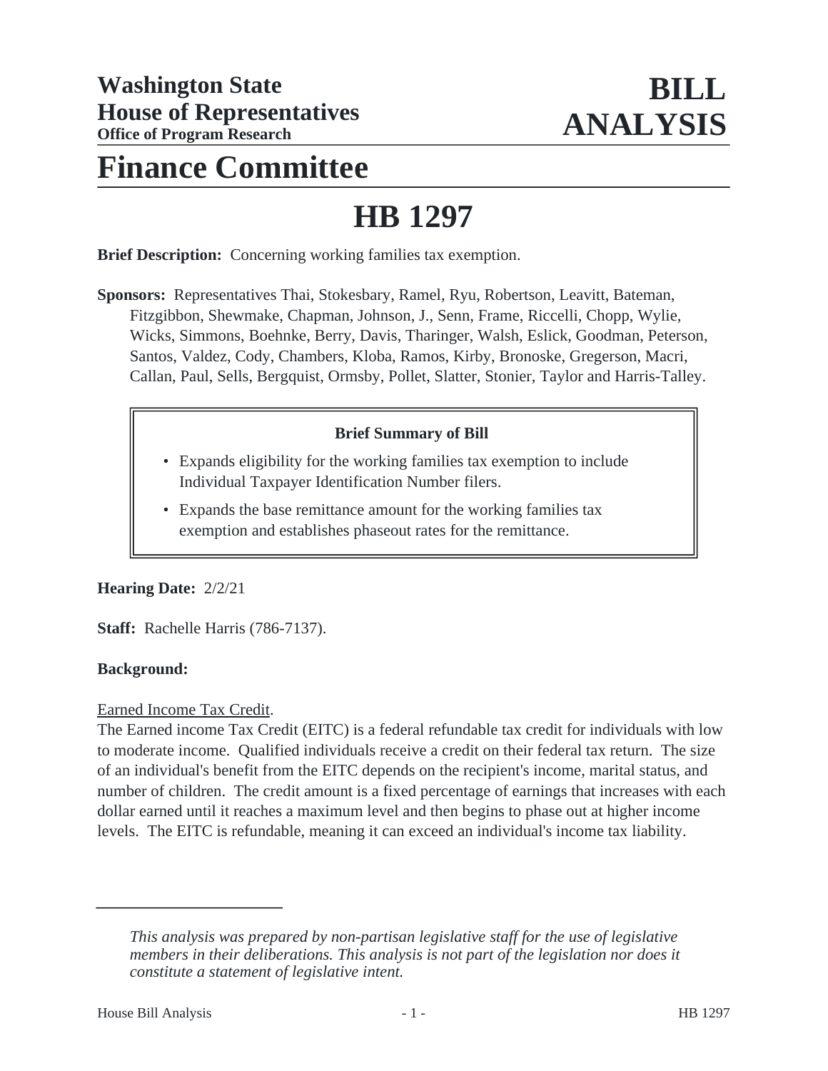**Washington State House of Representatives**
**Office of Program Research**

# BILL ANALYSIS

# Finance Committee

# HB 1297

**Brief Description:** Concerning working families tax exemption.

**Sponsors:** Representatives Thai, Stokesbary, Ramel, Ryu, Robertson, Leavitt, Bateman, Fitzgibbon, Shewmake, Chapman, Johnson, J., Senn, Frame, Riccelli, Chopp, Wylie, Wicks, Simmons, Boehnke, Berry, Davis, Tharinger, Walsh, Eslick, Goodman, Peterson, Santos, Valdez, Cody, Chambers, Kloba, Ramos, Kirby, Bronoske, Gregerson, Macri, Callan, Paul, Sells, Bergquist, Ormsby, Pollet, Slatter, Stonier, Taylor and Harris-Talley.

> **Brief Summary of Bill**
>
> - Expands eligibility for the working families tax exemption to include Individual Taxpayer Identification Number filers.
> - Expands the base remittance amount for the working families tax exemption and establishes phaseout rates for the remittance.

**Hearing Date:** 2/2/21

**Staff:** Rachelle Harris (786-7137).

**Background:**

Earned Income Tax Credit.

The Earned income Tax Credit (EITC) is a federal refundable tax credit for individuals with low to moderate income. Qualified individuals receive a credit on their federal tax return. The size of an individual's benefit from the EITC depends on the recipient's income, marital status, and number of children. The credit amount is a fixed percentage of earnings that increases with each dollar earned until it reaches a maximum level and then begins to phase out at higher income levels. The EITC is refundable, meaning it can exceed an individual's income tax liability.

---

*This analysis was prepared by non-partisan legislative staff for the use of legislative members in their deliberations. This analysis is not part of the legislation nor does it constitute a statement of legislative intent.*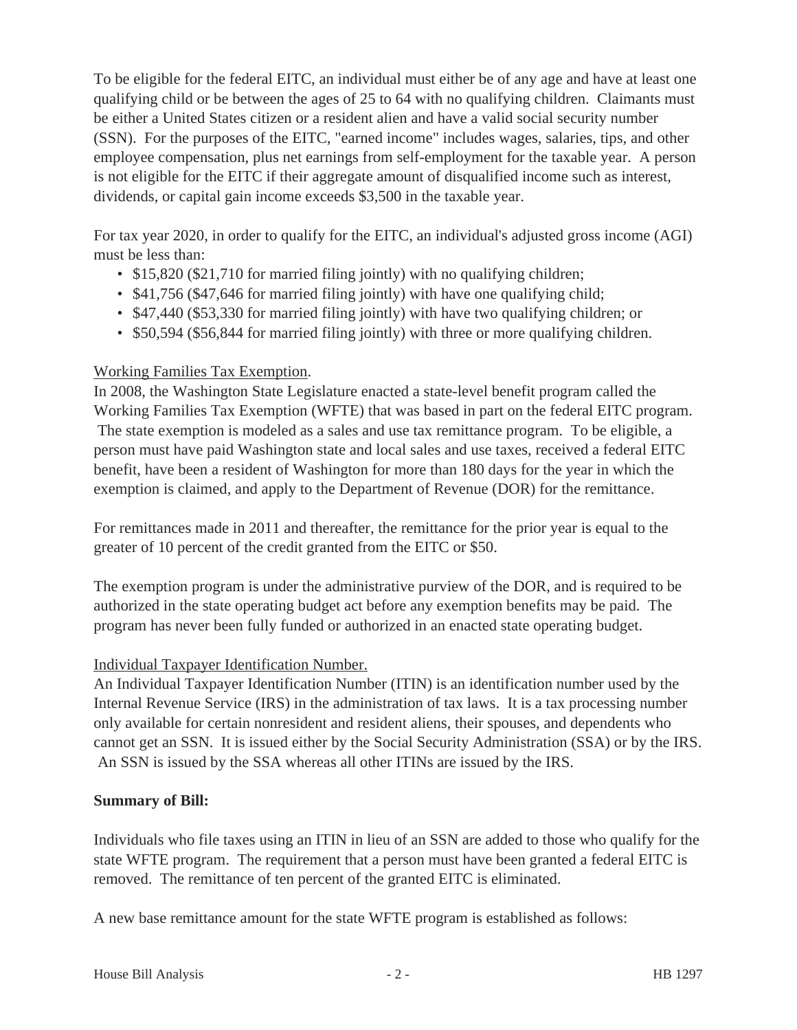To be eligible for the federal EITC, an individual must either be of any age and have at least one qualifying child or be between the ages of 25 to 64 with no qualifying children. Claimants must be either a United States citizen or a resident alien and have a valid social security number (SSN). For the purposes of the EITC, "earned income" includes wages, salaries, tips, and other employee compensation, plus net earnings from self-employment for the taxable year. A person is not eligible for the EITC if their aggregate amount of disqualified income such as interest, dividends, or capital gain income exceeds $3,500 in the taxable year.

For tax year 2020, in order to qualify for the EITC, an individual's adjusted gross income (AGI) must be less than:

- $15,820 ($21,710 for married filing jointly) with no qualifying children;
- $41,756 ($47,646 for married filing jointly) with have one qualifying child;
- $47,440 ($53,330 for married filing jointly) with have two qualifying children; or
- $50,594 ($56,844 for married filing jointly) with three or more qualifying children.

Working Families Tax Exemption.

In 2008, the Washington State Legislature enacted a state-level benefit program called the Working Families Tax Exemption (WFTE) that was based in part on the federal EITC program. The state exemption is modeled as a sales and use tax remittance program. To be eligible, a person must have paid Washington state and local sales and use taxes, received a federal EITC benefit, have been a resident of Washington for more than 180 days for the year in which the exemption is claimed, and apply to the Department of Revenue (DOR) for the remittance.

For remittances made in 2011 and thereafter, the remittance for the prior year is equal to the greater of 10 percent of the credit granted from the EITC or $50.

The exemption program is under the administrative purview of the DOR, and is required to be authorized in the state operating budget act before any exemption benefits may be paid. The program has never been fully funded or authorized in an enacted state operating budget.

Individual Taxpayer Identification Number.

An Individual Taxpayer Identification Number (ITIN) is an identification number used by the Internal Revenue Service (IRS) in the administration of tax laws. It is a tax processing number only available for certain nonresident and resident aliens, their spouses, and dependents who cannot get an SSN. It is issued either by the Social Security Administration (SSA) or by the IRS. An SSN is issued by the SSA whereas all other ITINs are issued by the IRS.

**Summary of Bill:**

Individuals who file taxes using an ITIN in lieu of an SSN are added to those who qualify for the state WFTE program. The requirement that a person must have been granted a federal EITC is removed. The remittance of ten percent of the granted EITC is eliminated.

A new base remittance amount for the state WFTE program is established as follows: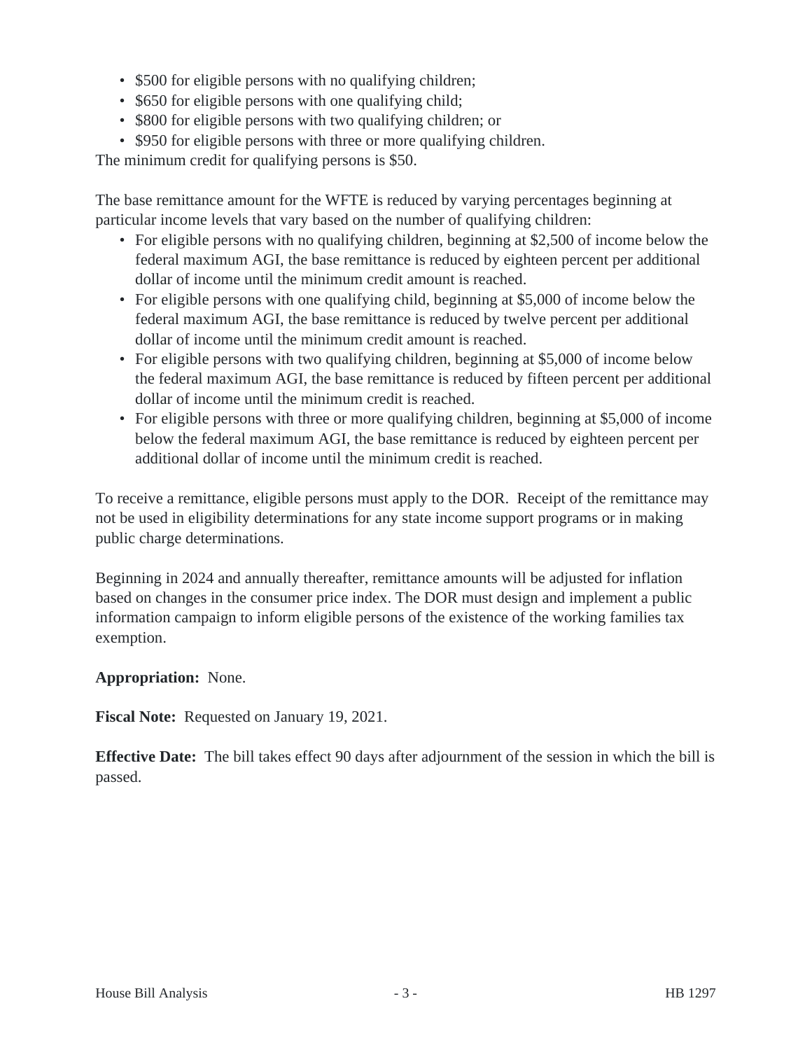- $500 for eligible persons with no qualifying children;
- $650 for eligible persons with one qualifying child;
- $800 for eligible persons with two qualifying children; or
- $950 for eligible persons with three or more qualifying children.

The minimum credit for qualifying persons is $50.

The base remittance amount for the WFTE is reduced by varying percentages beginning at particular income levels that vary based on the number of qualifying children:

- For eligible persons with no qualifying children, beginning at $2,500 of income below the federal maximum AGI, the base remittance is reduced by eighteen percent per additional dollar of income until the minimum credit amount is reached.
- For eligible persons with one qualifying child, beginning at $5,000 of income below the federal maximum AGI, the base remittance is reduced by twelve percent per additional dollar of income until the minimum credit amount is reached.
- For eligible persons with two qualifying children, beginning at $5,000 of income below the federal maximum AGI, the base remittance is reduced by fifteen percent per additional dollar of income until the minimum credit is reached.
- For eligible persons with three or more qualifying children, beginning at $5,000 of income below the federal maximum AGI, the base remittance is reduced by eighteen percent per additional dollar of income until the minimum credit is reached.

To receive a remittance, eligible persons must apply to the DOR. Receipt of the remittance may not be used in eligibility determinations for any state income support programs or in making public charge determinations.

Beginning in 2024 and annually thereafter, remittance amounts will be adjusted for inflation based on changes in the consumer price index. The DOR must design and implement a public information campaign to inform eligible persons of the existence of the working families tax exemption.

**Appropriation:** None.

**Fiscal Note:** Requested on January 19, 2021.

**Effective Date:** The bill takes effect 90 days after adjournment of the session in which the bill is passed.